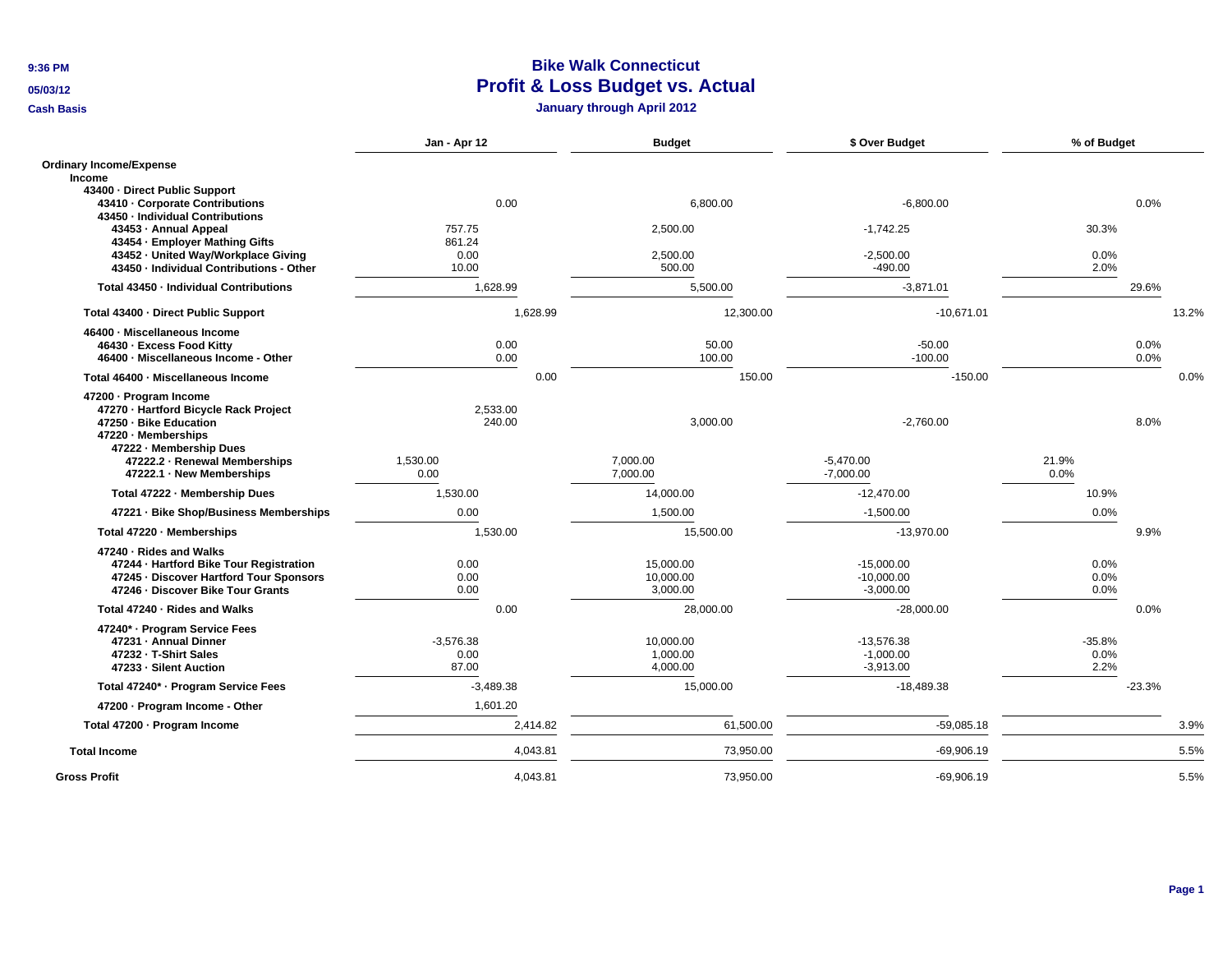# Bike Walk Connecticut

## Profit & Loss Budget vs. Actual

### January through April 2012

9:36 PM
05/03/12
Cash Basis

| | Jan - Apr 12 | Budget | $ Over Budget | % of Budget |
|---|---|---|---|---|
| **Ordinary Income/Expense** | | | | |
| **Income** | | | | |
| **43400 · Direct Public Support** | | | | |
| **43410 · Corporate Contributions** | 0.00 | 6,800.00 | -6,800.00 | 0.0% |
| **43450 · Individual Contributions** | | | | |
| **43453 · Annual Appeal** | 757.75 | 2,500.00 | -1,742.25 | 30.3% |
| **43454 · Employer Mathing Gifts** | 861.24 | | | |
| **43452 · United Way/Workplace Giving** | 0.00 | 2,500.00 | -2,500.00 | 0.0% |
| **43450 · Individual Contributions - Other** | 10.00 | 500.00 | -490.00 | 2.0% |
| **Total 43450 · Individual Contributions** | 1,628.99 | 5,500.00 | -3,871.01 | 29.6% |
| **Total 43400 · Direct Public Support** | 1,628.99 | 12,300.00 | -10,671.01 | 13.2% |
| **46400 · Miscellaneous Income** | | | | |
| **46430 · Excess Food Kitty** | 0.00 | 50.00 | -50.00 | 0.0% |
| **46400 · Miscellaneous Income - Other** | 0.00 | 100.00 | -100.00 | 0.0% |
| **Total 46400 · Miscellaneous Income** | 0.00 | 150.00 | -150.00 | 0.0% |
| **47200 · Program Income** | | | | |
| **47270 · Hartford Bicycle Rack Project** | 2,533.00 | | | |
| **47250 · Bike Education** | 240.00 | 3,000.00 | -2,760.00 | 8.0% |
| **47220 · Memberships** | | | | |
| **47222 · Membership Dues** | | | | |
| **47222.2 · Renewal Memberships** | 1,530.00 | 7,000.00 | -5,470.00 | 21.9% |
| **47222.1 · New Memberships** | 0.00 | 7,000.00 | -7,000.00 | 0.0% |
| **Total 47222 · Membership Dues** | 1,530.00 | 14,000.00 | -12,470.00 | 10.9% |
| **47221 · Bike Shop/Business Memberships** | 0.00 | 1,500.00 | -1,500.00 | 0.0% |
| **Total 47220 · Memberships** | 1,530.00 | 15,500.00 | -13,970.00 | 9.9% |
| **47240 · Rides and Walks** | | | | |
| **47244 · Hartford Bike Tour Registration** | 0.00 | 15,000.00 | -15,000.00 | 0.0% |
| **47245 · Discover Hartford Tour Sponsors** | 0.00 | 10,000.00 | -10,000.00 | 0.0% |
| **47246 · Discover Bike Tour Grants** | 0.00 | 3,000.00 | -3,000.00 | 0.0% |
| **Total 47240 · Rides and Walks** | 0.00 | 28,000.00 | -28,000.00 | 0.0% |
| **47240* · Program Service Fees** | | | | |
| **47231 · Annual Dinner** | -3,576.38 | 10,000.00 | -13,576.38 | -35.8% |
| **47232 · T-Shirt Sales** | 0.00 | 1,000.00 | -1,000.00 | 0.0% |
| **47233 · Silent Auction** | 87.00 | 4,000.00 | -3,913.00 | 2.2% |
| **Total 47240* · Program Service Fees** | -3,489.38 | 15,000.00 | -18,489.38 | -23.3% |
| **47200 · Program Income - Other** | 1,601.20 | | | |
| **Total 47200 · Program Income** | 2,414.82 | 61,500.00 | -59,085.18 | 3.9% |
| **Total Income** | 4,043.81 | 73,950.00 | -69,906.19 | 5.5% |
| **Gross Profit** | 4,043.81 | 73,950.00 | -69,906.19 | 5.5% |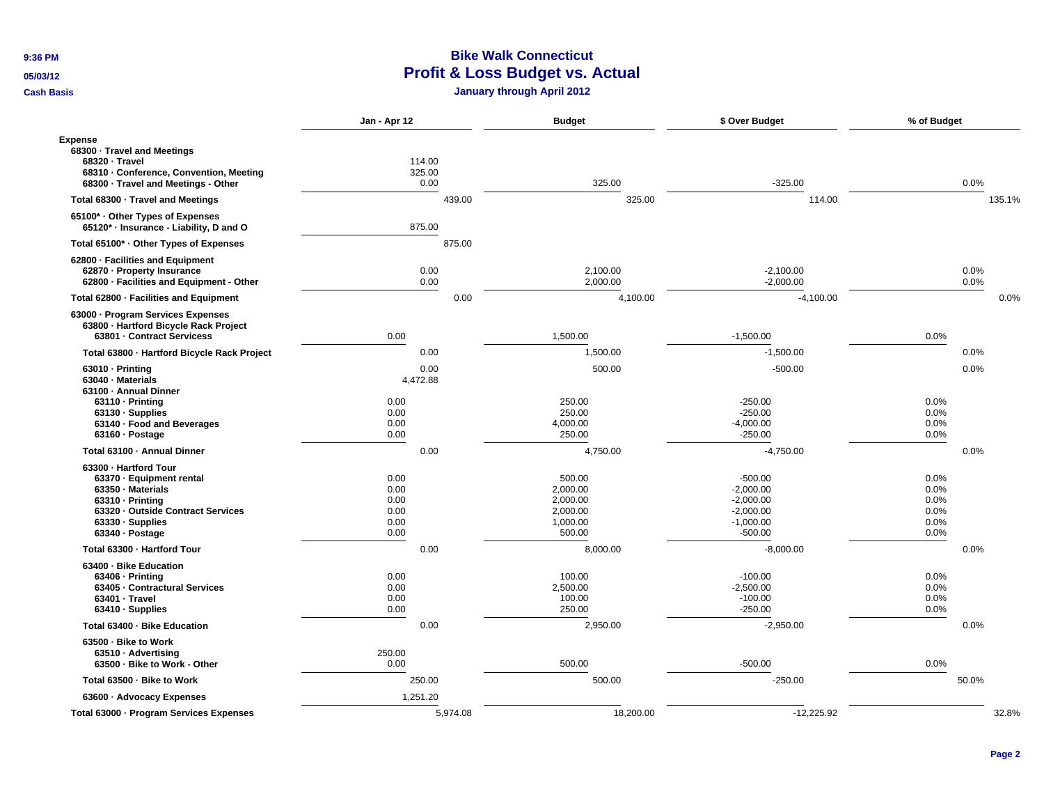# Bike Walk Connecticut

## Profit & Loss Budget vs. Actual

### January through April 2012

9:36 PM
05/03/12
Cash Basis

| | Jan - Apr 12 | Budget | $ Over Budget | % of Budget |
|---|---|---|---|---|
| **Expense** | | | | |
| **68300 · Travel and Meetings** | | | | |
| **68320 · Travel** | 114.00 | | | |
| **68310 · Conference, Convention, Meeting** | 325.00 | | | |
| **68300 · Travel and Meetings - Other** | 0.00 | 325.00 | -325.00 | 0.0% |
| **Total 68300 · Travel and Meetings** | 439.00 | 325.00 | 114.00 | 135.1% |
| **65100* · Other Types of Expenses** | | | | |
| **65120* · Insurance - Liability, D and O** | 875.00 | | | |
| **Total 65100* · Other Types of Expenses** | 875.00 | | | |
| **62800 · Facilities and Equipment** | | | | |
| **62870 · Property Insurance** | 0.00 | 2,100.00 | -2,100.00 | 0.0% |
| **62800 · Facilities and Equipment - Other** | 0.00 | 2,000.00 | -2,000.00 | 0.0% |
| **Total 62800 · Facilities and Equipment** | 0.00 | 4,100.00 | -4,100.00 | 0.0% |
| **63000 · Program Services Expenses** | | | | |
| **63800 · Hartford Bicycle Rack Project** | | | | |
| **63801 · Contract Servicess** | 0.00 | 1,500.00 | -1,500.00 | 0.0% |
| **Total 63800 · Hartford Bicycle Rack Project** | 0.00 | 1,500.00 | -1,500.00 | 0.0% |
| **63010 · Printing** | 0.00 | 500.00 | -500.00 | 0.0% |
| **63040 · Materials** | 4,472.88 | | | |
| **63100 · Annual Dinner** | | | | |
| **63110 · Printing** | 0.00 | 250.00 | -250.00 | 0.0% |
| **63130 · Supplies** | 0.00 | 250.00 | -250.00 | 0.0% |
| **63140 · Food and Beverages** | 0.00 | 4,000.00 | -4,000.00 | 0.0% |
| **63160 · Postage** | 0.00 | 250.00 | -250.00 | 0.0% |
| **Total 63100 · Annual Dinner** | 0.00 | 4,750.00 | -4,750.00 | 0.0% |
| **63300 · Hartford Tour** | | | | |
| **63370 · Equipment rental** | 0.00 | 500.00 | -500.00 | 0.0% |
| **63350 · Materials** | 0.00 | 2,000.00 | -2,000.00 | 0.0% |
| **63310 · Printing** | 0.00 | 2,000.00 | -2,000.00 | 0.0% |
| **63320 · Outside Contract Services** | 0.00 | 2,000.00 | -2,000.00 | 0.0% |
| **63330 · Supplies** | 0.00 | 1,000.00 | -1,000.00 | 0.0% |
| **63340 · Postage** | 0.00 | 500.00 | -500.00 | 0.0% |
| **Total 63300 · Hartford Tour** | 0.00 | 8,000.00 | -8,000.00 | 0.0% |
| **63400 · Bike Education** | | | | |
| **63406 · Printing** | 0.00 | 100.00 | -100.00 | 0.0% |
| **63405 · Contractural Services** | 0.00 | 2,500.00 | -2,500.00 | 0.0% |
| **63401 · Travel** | 0.00 | 100.00 | -100.00 | 0.0% |
| **63410 · Supplies** | 0.00 | 250.00 | -250.00 | 0.0% |
| **Total 63400 · Bike Education** | 0.00 | 2,950.00 | -2,950.00 | 0.0% |
| **63500 · Bike to Work** | | | | |
| **63510 · Advertising** | 250.00 | | | |
| **63500 · Bike to Work - Other** | 0.00 | 500.00 | -500.00 | 0.0% |
| **Total 63500 · Bike to Work** | 250.00 | 500.00 | -250.00 | 50.0% |
| **63600 · Advocacy Expenses** | 1,251.20 | | | |
| **Total 63000 · Program Services Expenses** | 5,974.08 | 18,200.00 | -12,225.92 | 32.8% |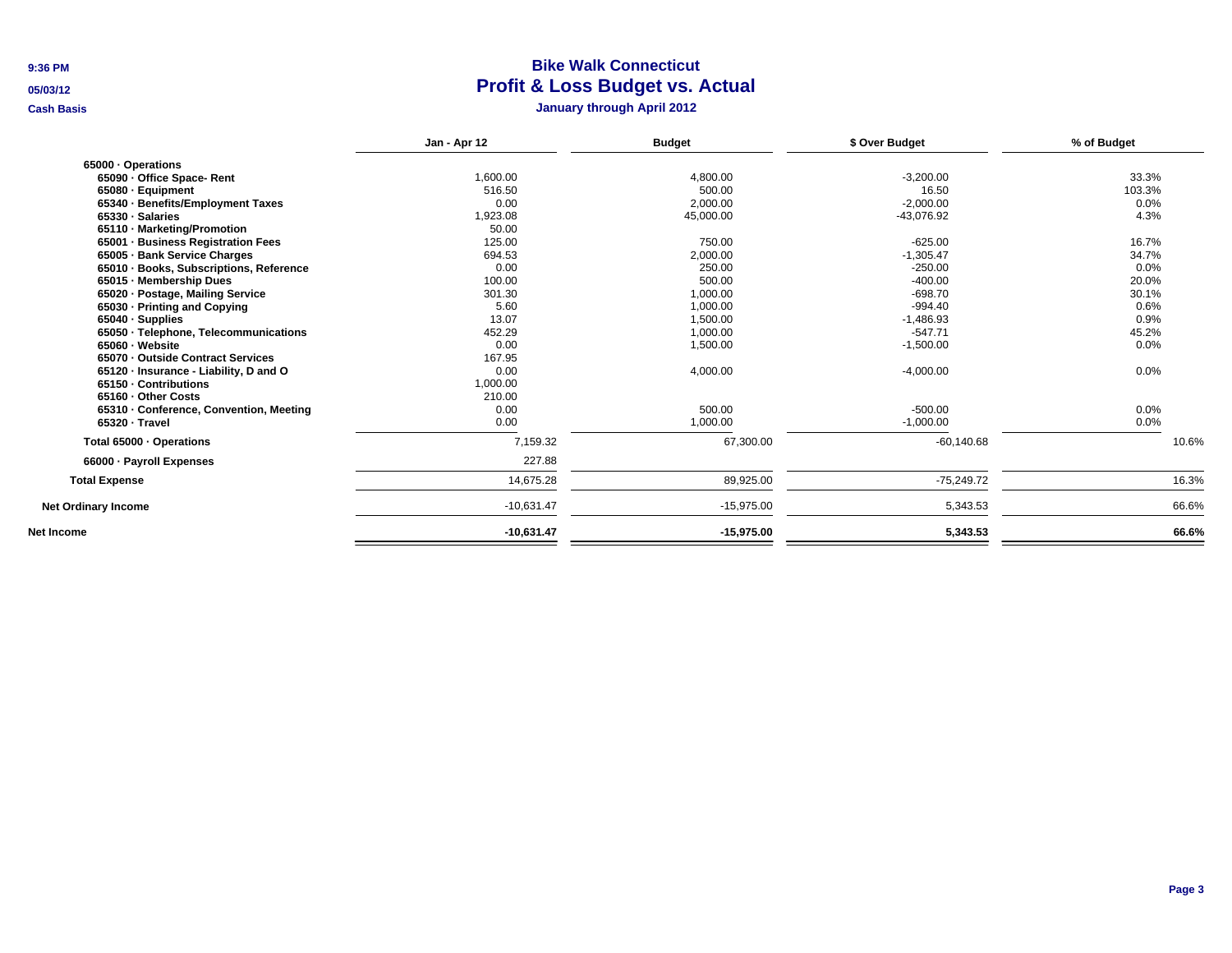9:36 PM

05/03/12

Cash Basis

# Bike Walk Connecticut
## Profit & Loss Budget vs. Actual
### January through April 2012

| | Jan - Apr 12 | Budget | $ Over Budget | % of Budget |
|---|---|---|---|---|
| 65000 · Operations | | | | |
| 65090 · Office Space- Rent | 1,600.00 | 4,800.00 | -3,200.00 | 33.3% |
| 65080 · Equipment | 516.50 | 500.00 | 16.50 | 103.3% |
| 65340 · Benefits/Employment Taxes | 0.00 | 2,000.00 | -2,000.00 | 0.0% |
| 65330 · Salaries | 1,923.08 | 45,000.00 | -43,076.92 | 4.3% |
| 65110 · Marketing/Promotion | 50.00 | | | |
| 65001 · Business Registration Fees | 125.00 | 750.00 | -625.00 | 16.7% |
| 65005 · Bank Service Charges | 694.53 | 2,000.00 | -1,305.47 | 34.7% |
| 65010 · Books, Subscriptions, Reference | 0.00 | 250.00 | -250.00 | 0.0% |
| 65015 · Membership Dues | 100.00 | 500.00 | -400.00 | 20.0% |
| 65020 · Postage, Mailing Service | 301.30 | 1,000.00 | -698.70 | 30.1% |
| 65030 · Printing and Copying | 5.60 | 1,000.00 | -994.40 | 0.6% |
| 65040 · Supplies | 13.07 | 1,500.00 | -1,486.93 | 0.9% |
| 65050 · Telephone, Telecommunications | 452.29 | 1,000.00 | -547.71 | 45.2% |
| 65060 · Website | 0.00 | 1,500.00 | -1,500.00 | 0.0% |
| 65070 · Outside Contract Services | 167.95 | | | |
| 65120 · Insurance - Liability, D and O | 0.00 | 4,000.00 | -4,000.00 | 0.0% |
| 65150 · Contributions | 1,000.00 | | | |
| 65160 · Other Costs | 210.00 | | | |
| 65310 · Conference, Convention, Meeting | 0.00 | 500.00 | -500.00 | 0.0% |
| 65320 · Travel | 0.00 | 1,000.00 | -1,000.00 | 0.0% |
| Total 65000 · Operations | 7,159.32 | 67,300.00 | -60,140.68 | 10.6% |
| 66000 · Payroll Expenses | 227.88 | | | |
| Total Expense | 14,675.28 | 89,925.00 | -75,249.72 | 16.3% |
| Net Ordinary Income | -10,631.47 | -15,975.00 | 5,343.53 | 66.6% |
| **Net Income** | **-10,631.47** | **-15,975.00** | **5,343.53** | **66.6%** |